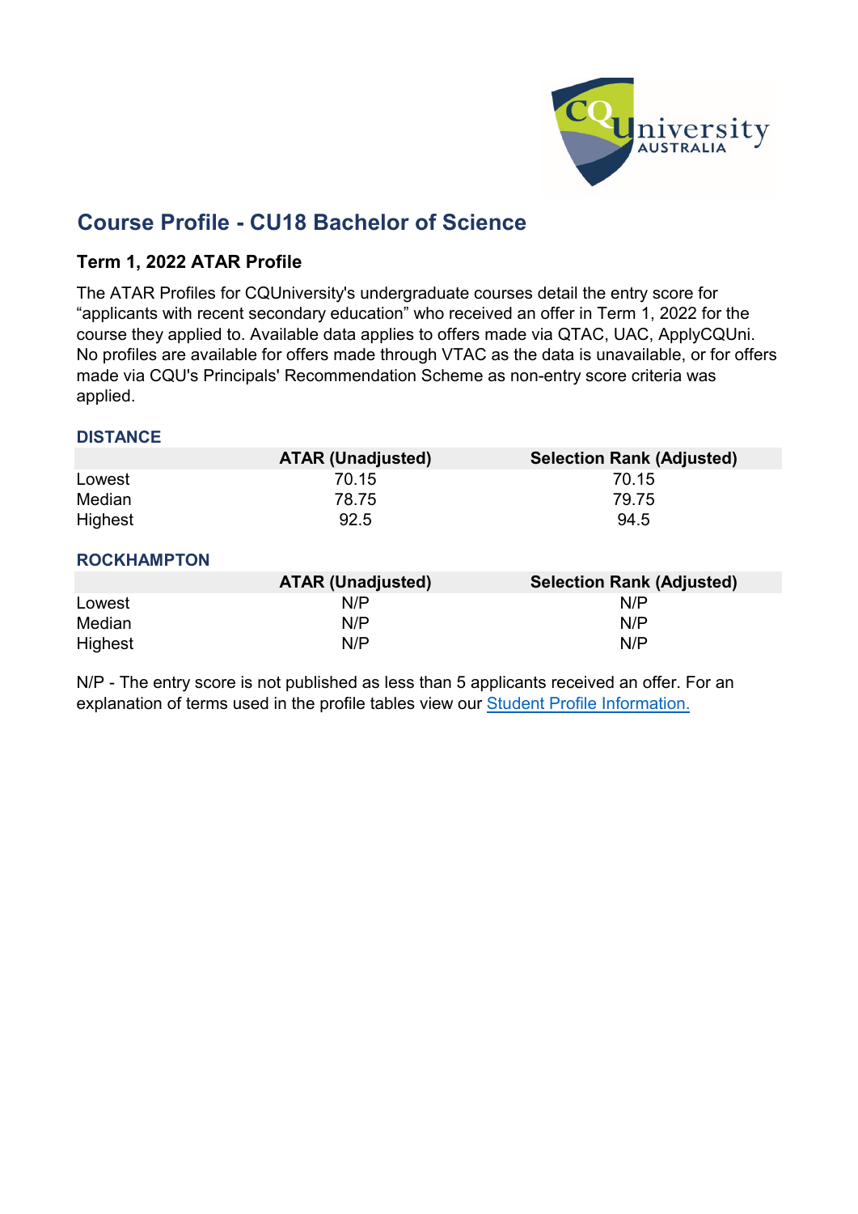# Course Profile - CU18 Bachelor of Science

## Term 1, 2022 ATAR Profile

The ATAR Profiles for CQUniversity's undergraduate courses detail the entry score for “applicants with recent secondary education” who received an offer in Term 1, 2022 for the course they applied to. Available data applies to offers made via QTAC, UAC, ApplyCQUni. No profiles are available for offers made through VTAC as the data is unavailable, or for offers made via CQU's Principals' Recommendation Scheme as non-entry score criteria was applied.

### DISTANCE

| | ATAR (Unadjusted) | Selection Rank (Adjusted) |
|---|---|---|
| Lowest | 70.15 | 70.15 |
| Median | 78.75 | 79.75 |
| Highest | 92.5 | 94.5 |

### ROCKHAMPTON

| | ATAR (Unadjusted) | Selection Rank (Adjusted) |
|---|---|---|
| Lowest | N/P | N/P |
| Median | N/P | N/P |
| Highest | N/P | N/P |

N/P - The entry score is not published as less than 5 applicants received an offer. For an explanation of terms used in the profile tables view our [Student Profile Information.]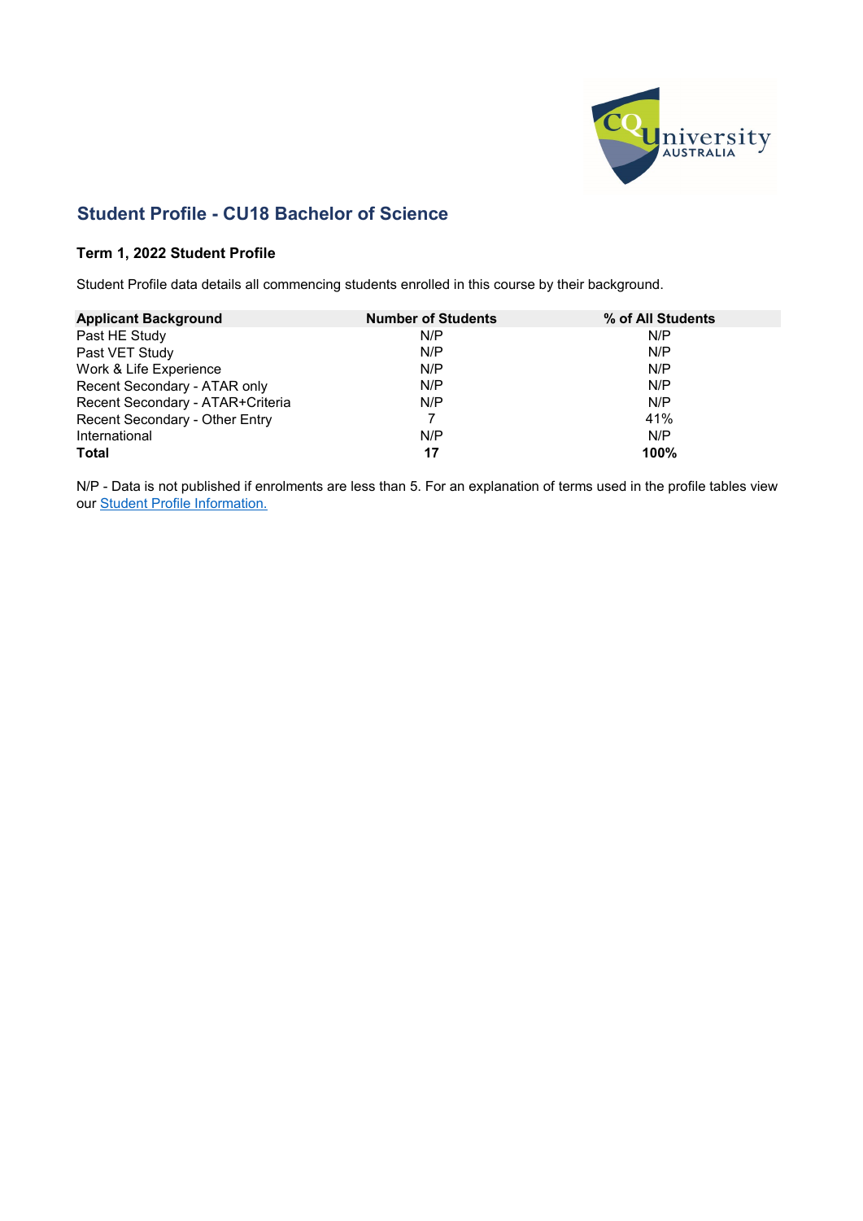## Student Profile - CU18 Bachelor of Science

### Term 1, 2022 Student Profile

Student Profile data details all commencing students enrolled in this course by their background.

| Applicant Background | Number of Students | % of All Students |
|---|---|---|
| Past HE Study | N/P | N/P |
| Past VET Study | N/P | N/P |
| Work & Life Experience | N/P | N/P |
| Recent Secondary - ATAR only | N/P | N/P |
| Recent Secondary - ATAR+Criteria | N/P | N/P |
| Recent Secondary - Other Entry | 7 | 41% |
| International | N/P | N/P |
| **Total** | **17** | **100%** |

N/P - Data is not published if enrolments are less than 5. For an explanation of terms used in the profile tables view our Student Profile Information.